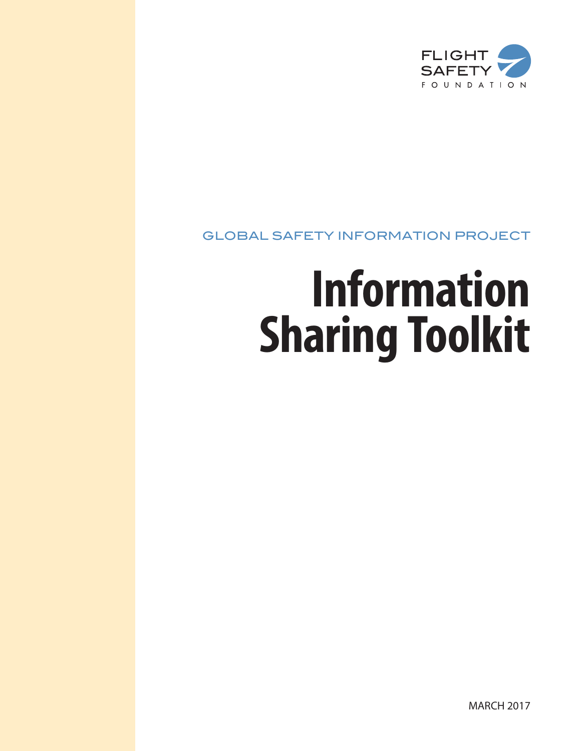FLIGHT SAFETY FOUNDATION

GLOBAL SAFETY INFORMATION PROJECT

# Information Sharing Toolkit

MARCH 2017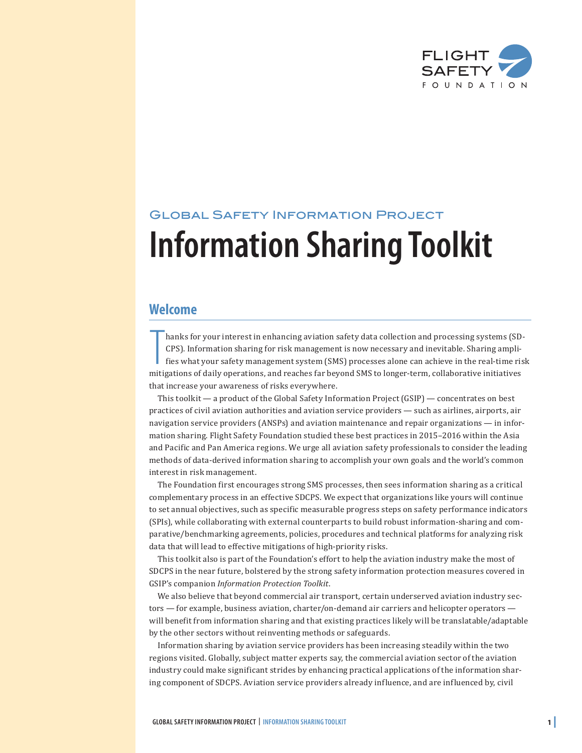Global Safety Information Project

# Information Sharing Toolkit

## Welcome

Thanks for your interest in enhancing aviation safety data collection and processing systems (SDCPS). Information sharing for risk management is now necessary and inevitable. Sharing amplifies what your safety management system (SMS) processes alone can achieve in the real-time risk mitigations of daily operations, and reaches far beyond SMS to longer-term, collaborative initiatives that increase your awareness of risks everywhere.

This toolkit — a product of the Global Safety Information Project (GSIP) — concentrates on best practices of civil aviation authorities and aviation service providers — such as airlines, airports, air navigation service providers (ANSPs) and aviation maintenance and repair organizations — in information sharing. Flight Safety Foundation studied these best practices in 2015–2016 within the Asia and Pacific and Pan America regions. We urge all aviation safety professionals to consider the leading methods of data-derived information sharing to accomplish your own goals and the world's common interest in risk management.

The Foundation first encourages strong SMS processes, then sees information sharing as a critical complementary process in an effective SDCPS. We expect that organizations like yours will continue to set annual objectives, such as specific measurable progress steps on safety performance indicators (SPIs), while collaborating with external counterparts to build robust information-sharing and comparative/benchmarking agreements, policies, procedures and technical platforms for analyzing risk data that will lead to effective mitigations of high-priority risks.

This toolkit also is part of the Foundation's effort to help the aviation industry make the most of SDCPS in the near future, bolstered by the strong safety information protection measures covered in GSIP's companion *Information Protection Toolkit.*

We also believe that beyond commercial air transport, certain underserved aviation industry sectors — for example, business aviation, charter/on-demand air carriers and helicopter operators — will benefit from information sharing and that existing practices likely will be translatable/adaptable by the other sectors without reinventing methods or safeguards.

Information sharing by aviation service providers has been increasing steadily within the two regions visited. Globally, subject matter experts say, the commercial aviation sector of the aviation industry could make significant strides by enhancing practical applications of the information sharing component of SDCPS. Aviation service providers already influence, and are influenced by, civil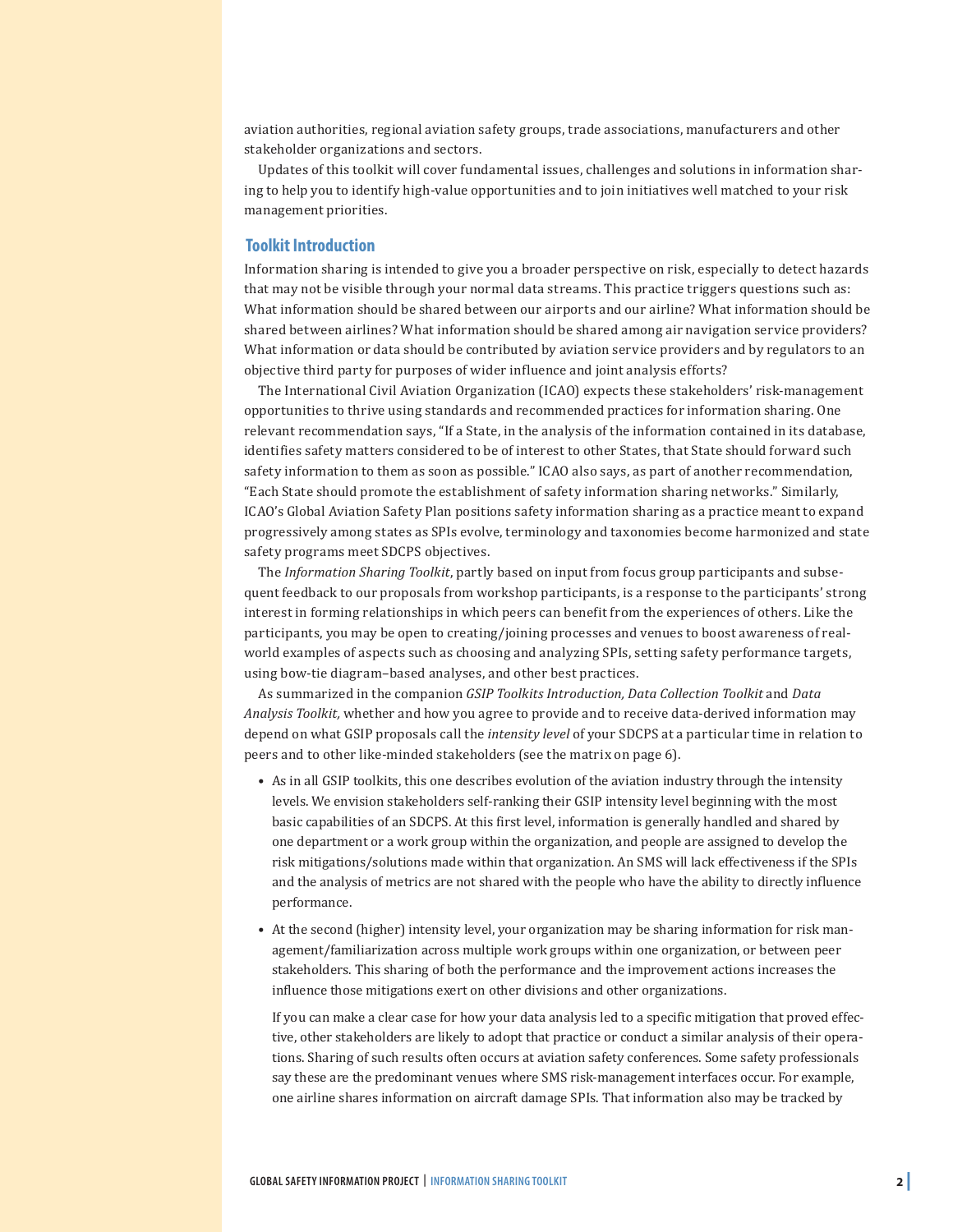aviation authorities, regional aviation safety groups, trade associations, manufacturers and other stakeholder organizations and sectors.

Updates of this toolkit will cover fundamental issues, challenges and solutions in information sharing to help you to identify high-value opportunities and to join initiatives well matched to your risk management priorities.

## Toolkit Introduction

Information sharing is intended to give you a broader perspective on risk, especially to detect hazards that may not be visible through your normal data streams. This practice triggers questions such as: What information should be shared between our airports and our airline? What information should be shared between airlines? What information should be shared among air navigation service providers? What information or data should be contributed by aviation service providers and by regulators to an objective third party for purposes of wider influence and joint analysis efforts?

The International Civil Aviation Organization (ICAO) expects these stakeholders' risk-management opportunities to thrive using standards and recommended practices for information sharing. One relevant recommendation says, "If a State, in the analysis of the information contained in its database, identifies safety matters considered to be of interest to other States, that State should forward such safety information to them as soon as possible." ICAO also says, as part of another recommendation, "Each State should promote the establishment of safety information sharing networks." Similarly, ICAO's Global Aviation Safety Plan positions safety information sharing as a practice meant to expand progressively among states as SPIs evolve, terminology and taxonomies become harmonized and state safety programs meet SDCPS objectives.

The *Information Sharing Toolkit*, partly based on input from focus group participants and subsequent feedback to our proposals from workshop participants, is a response to the participants' strong interest in forming relationships in which peers can benefit from the experiences of others. Like the participants, you may be open to creating/joining processes and venues to boost awareness of real-world examples of aspects such as choosing and analyzing SPIs, setting safety performance targets, using bow-tie diagram–based analyses, and other best practices.

As summarized in the companion *GSIP Toolkits Introduction, Data Collection Toolkit* and *Data Analysis Toolkit,* whether and how you agree to provide and to receive data-derived information may depend on what GSIP proposals call the *intensity level* of your SDCPS at a particular time in relation to peers and to other like-minded stakeholders (see the matrix on page 6).

- As in all GSIP toolkits, this one describes evolution of the aviation industry through the intensity levels. We envision stakeholders self-ranking their GSIP intensity level beginning with the most basic capabilities of an SDCPS. At this first level, information is generally handled and shared by one department or a work group within the organization, and people are assigned to develop the risk mitigations/solutions made within that organization. An SMS will lack effectiveness if the SPIs and the analysis of metrics are not shared with the people who have the ability to directly influence performance.

- At the second (higher) intensity level, your organization may be sharing information for risk management/familiarization across multiple work groups within one organization, or between peer stakeholders. This sharing of both the performance and the improvement actions increases the influence those mitigations exert on other divisions and other organizations.

  If you can make a clear case for how your data analysis led to a specific mitigation that proved effective, other stakeholders are likely to adopt that practice or conduct a similar analysis of their operations. Sharing of such results often occurs at aviation safety conferences. Some safety professionals say these are the predominant venues where SMS risk-management interfaces occur. For example, one airline shares information on aircraft damage SPIs. That information also may be tracked by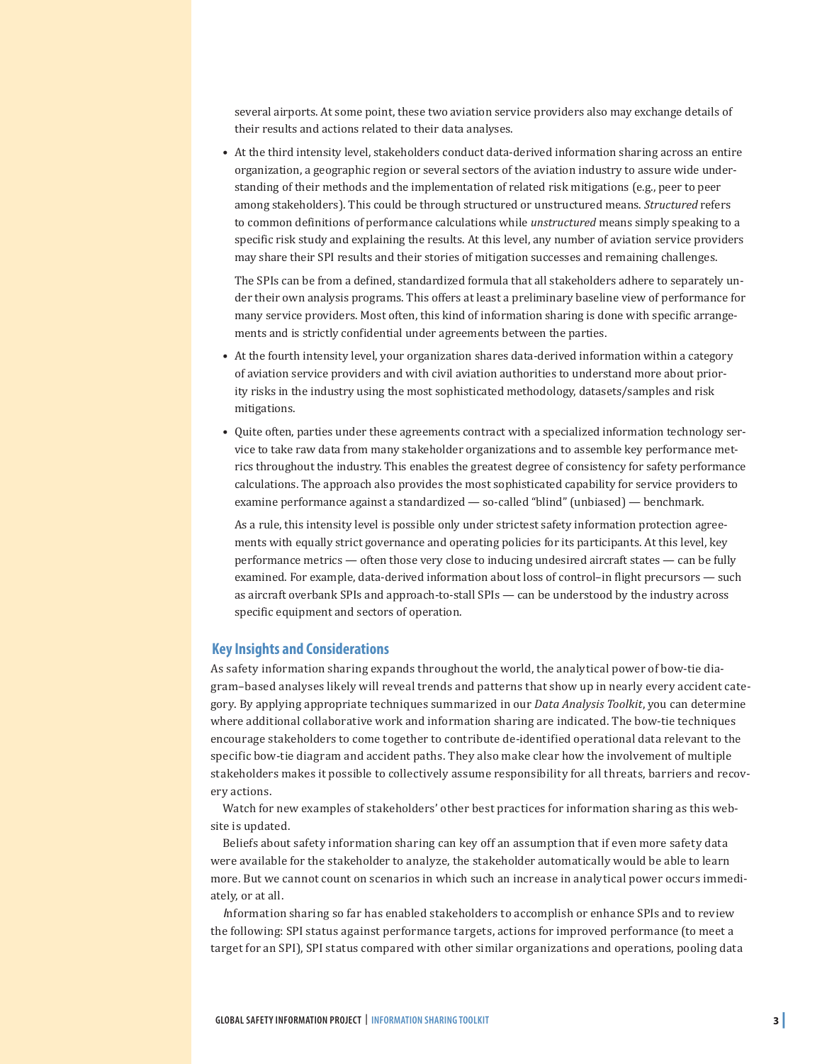several airports. At some point, these two aviation service providers also may exchange details of their results and actions related to their data analyses.

- At the third intensity level, stakeholders conduct data-derived information sharing across an entire organization, a geographic region or several sectors of the aviation industry to assure wide understanding of their methods and the implementation of related risk mitigations (e.g., peer to peer among stakeholders). This could be through structured or unstructured means. *Structured* refers to common definitions of performance calculations while *unstructured* means simply speaking to a specific risk study and explaining the results. At this level, any number of aviation service providers may share their SPI results and their stories of mitigation successes and remaining challenges.

  The SPIs can be from a defined, standardized formula that all stakeholders adhere to separately under their own analysis programs. This offers at least a preliminary baseline view of performance for many service providers. Most often, this kind of information sharing is done with specific arrangements and is strictly confidential under agreements between the parties.

- At the fourth intensity level, your organization shares data-derived information within a category of aviation service providers and with civil aviation authorities to understand more about priority risks in the industry using the most sophisticated methodology, datasets/samples and risk mitigations.

- Quite often, parties under these agreements contract with a specialized information technology service to take raw data from many stakeholder organizations and to assemble key performance metrics throughout the industry. This enables the greatest degree of consistency for safety performance calculations. The approach also provides the most sophisticated capability for service providers to examine performance against a standardized — so-called "blind" (unbiased) — benchmark.

  As a rule, this intensity level is possible only under strictest safety information protection agreements with equally strict governance and operating policies for its participants. At this level, key performance metrics — often those very close to inducing undesired aircraft states — can be fully examined. For example, data-derived information about loss of control–in flight precursors — such as aircraft overbank SPIs and approach-to-stall SPIs — can be understood by the industry across specific equipment and sectors of operation.

## Key Insights and Considerations

As safety information sharing expands throughout the world, the analytical power of bow-tie diagram–based analyses likely will reveal trends and patterns that show up in nearly every accident category. By applying appropriate techniques summarized in our *Data Analysis Toolkit*, you can determine where additional collaborative work and information sharing are indicated. The bow-tie techniques encourage stakeholders to come together to contribute de-identified operational data relevant to the specific bow-tie diagram and accident paths. They also make clear how the involvement of multiple stakeholders makes it possible to collectively assume responsibility for all threats, barriers and recovery actions.

Watch for new examples of stakeholders' other best practices for information sharing as this website is updated.

Beliefs about safety information sharing can key off an assumption that if even more safety data were available for the stakeholder to analyze, the stakeholder automatically would be able to learn more. But we cannot count on scenarios in which such an increase in analytical power occurs immediately, or at all.

Information sharing so far has enabled stakeholders to accomplish or enhance SPIs and to review the following: SPI status against performance targets, actions for improved performance (to meet a target for an SPI), SPI status compared with other similar organizations and operations, pooling data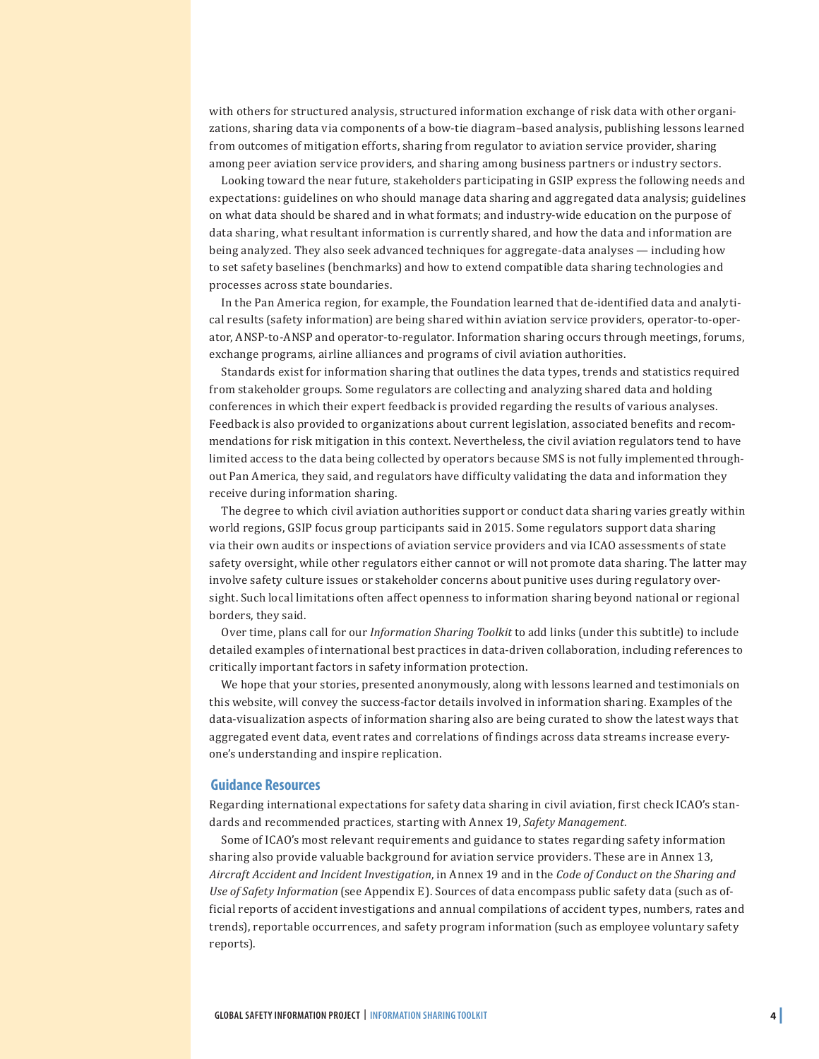with others for structured analysis, structured information exchange of risk data with other organizations, sharing data via components of a bow-tie diagram–based analysis, publishing lessons learned from outcomes of mitigation efforts, sharing from regulator to aviation service provider, sharing among peer aviation service providers, and sharing among business partners or industry sectors.

Looking toward the near future, stakeholders participating in GSIP express the following needs and expectations: guidelines on who should manage data sharing and aggregated data analysis; guidelines on what data should be shared and in what formats; and industry-wide education on the purpose of data sharing, what resultant information is currently shared, and how the data and information are being analyzed. They also seek advanced techniques for aggregate-data analyses — including how to set safety baselines (benchmarks) and how to extend compatible data sharing technologies and processes across state boundaries.

In the Pan America region, for example, the Foundation learned that de-identified data and analytical results (safety information) are being shared within aviation service providers, operator-to-operator, ANSP-to-ANSP and operator-to-regulator. Information sharing occurs through meetings, forums, exchange programs, airline alliances and programs of civil aviation authorities.

Standards exist for information sharing that outlines the data types, trends and statistics required from stakeholder groups. Some regulators are collecting and analyzing shared data and holding conferences in which their expert feedback is provided regarding the results of various analyses. Feedback is also provided to organizations about current legislation, associated benefits and recommendations for risk mitigation in this context. Nevertheless, the civil aviation regulators tend to have limited access to the data being collected by operators because SMS is not fully implemented throughout Pan America, they said, and regulators have difficulty validating the data and information they receive during information sharing.

The degree to which civil aviation authorities support or conduct data sharing varies greatly within world regions, GSIP focus group participants said in 2015. Some regulators support data sharing via their own audits or inspections of aviation service providers and via ICAO assessments of state safety oversight, while other regulators either cannot or will not promote data sharing. The latter may involve safety culture issues or stakeholder concerns about punitive uses during regulatory oversight. Such local limitations often affect openness to information sharing beyond national or regional borders, they said.

Over time, plans call for our *Information Sharing Toolkit* to add links (under this subtitle) to include detailed examples of international best practices in data-driven collaboration, including references to critically important factors in safety information protection.

We hope that your stories, presented anonymously, along with lessons learned and testimonials on this website, will convey the success-factor details involved in information sharing. Examples of the data-visualization aspects of information sharing also are being curated to show the latest ways that aggregated event data, event rates and correlations of findings across data streams increase everyone's understanding and inspire replication.

## Guidance Resources

Regarding international expectations for safety data sharing in civil aviation, first check ICAO's standards and recommended practices, starting with Annex 19, *Safety Management*.

Some of ICAO's most relevant requirements and guidance to states regarding safety information sharing also provide valuable background for aviation service providers. These are in Annex 13, *Aircraft Accident and Incident Investigation*, in Annex 19 and in the *Code of Conduct on the Sharing and Use of Safety Information* (see Appendix E). Sources of data encompass public safety data (such as official reports of accident investigations and annual compilations of accident types, numbers, rates and trends), reportable occurrences, and safety program information (such as employee voluntary safety reports).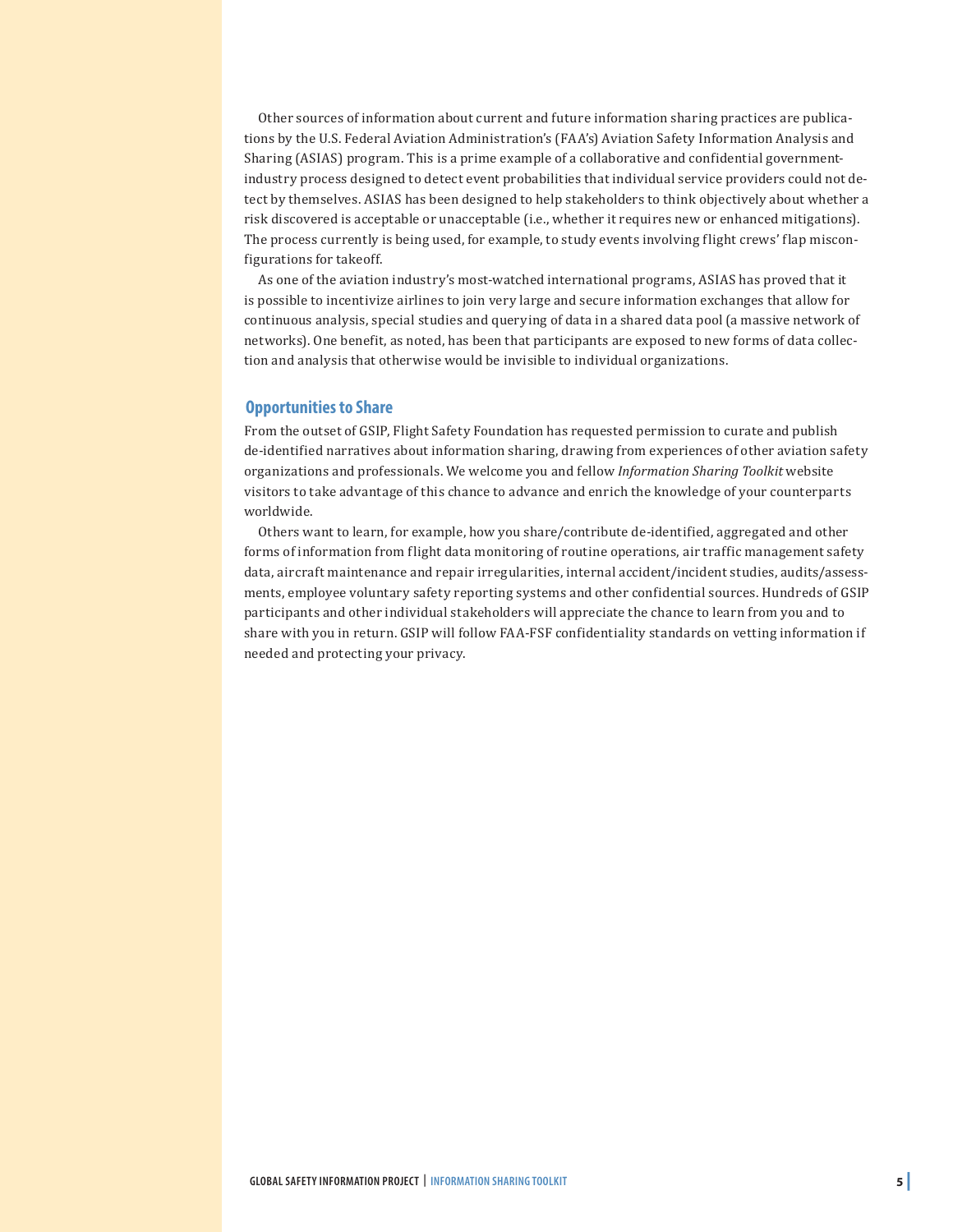Other sources of information about current and future information sharing practices are publications by the U.S. Federal Aviation Administration's (FAA's) Aviation Safety Information Analysis and Sharing (ASIAS) program. This is a prime example of a collaborative and confidential government-industry process designed to detect event probabilities that individual service providers could not detect by themselves. ASIAS has been designed to help stakeholders to think objectively about whether a risk discovered is acceptable or unacceptable (i.e., whether it requires new or enhanced mitigations). The process currently is being used, for example, to study events involving flight crews' flap misconfigurations for takeoff.

As one of the aviation industry's most-watched international programs, ASIAS has proved that it is possible to incentivize airlines to join very large and secure information exchanges that allow for continuous analysis, special studies and querying of data in a shared data pool (a massive network of networks). One benefit, as noted, has been that participants are exposed to new forms of data collection and analysis that otherwise would be invisible to individual organizations.

## Opportunities to Share

From the outset of GSIP, Flight Safety Foundation has requested permission to curate and publish de-identified narratives about information sharing, drawing from experiences of other aviation safety organizations and professionals. We welcome you and fellow *Information Sharing Toolkit* website visitors to take advantage of this chance to advance and enrich the knowledge of your counterparts worldwide.

Others want to learn, for example, how you share/contribute de-identified, aggregated and other forms of information from flight data monitoring of routine operations, air traffic management safety data, aircraft maintenance and repair irregularities, internal accident/incident studies, audits/assessments, employee voluntary safety reporting systems and other confidential sources. Hundreds of GSIP participants and other individual stakeholders will appreciate the chance to learn from you and to share with you in return. GSIP will follow FAA-FSF confidentiality standards on vetting information if needed and protecting your privacy.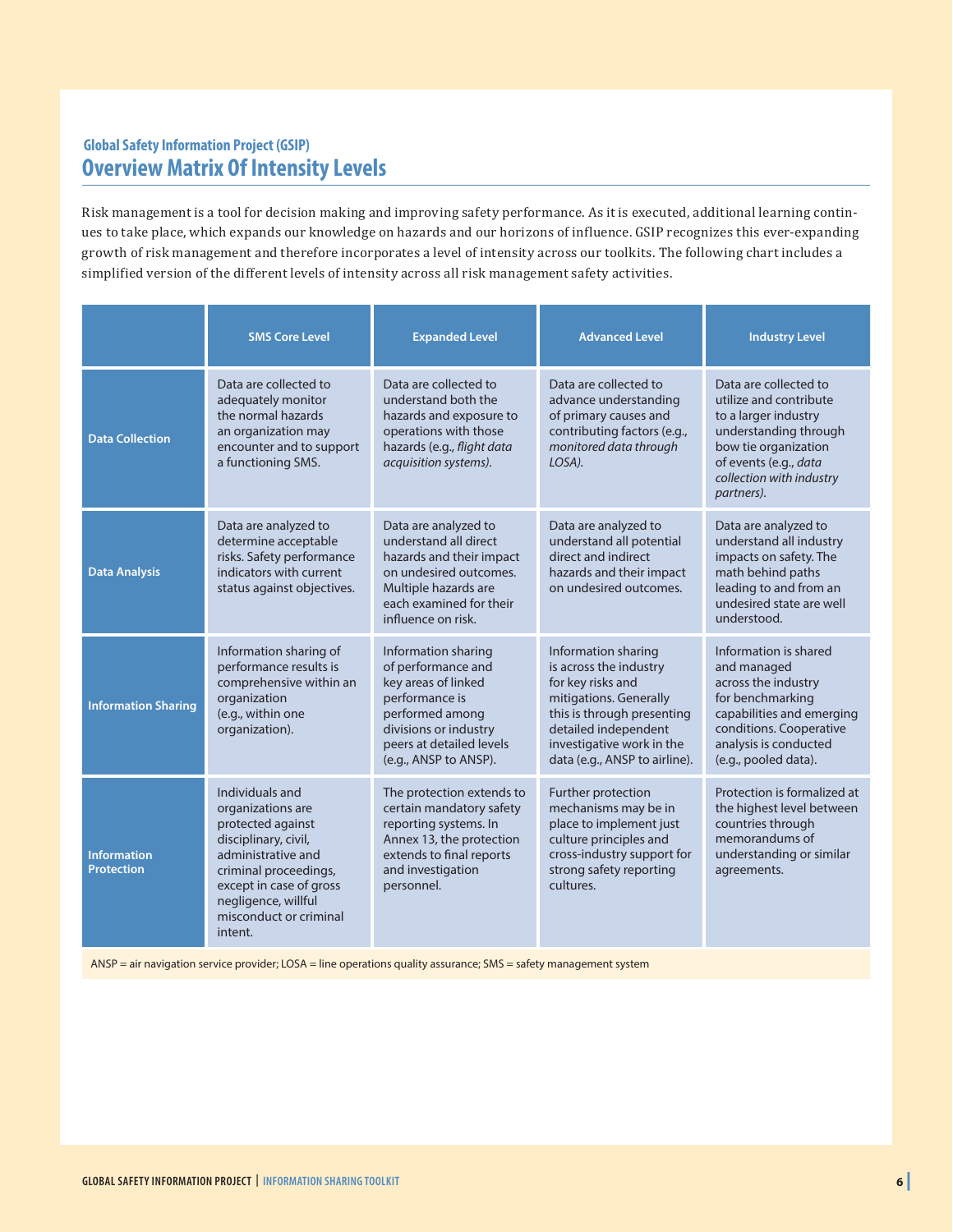### Global Safety Information Project (GSIP)

## Overview Matrix Of Intensity Levels

Risk management is a tool for decision making and improving safety performance. As it is executed, additional learning continues to take place, which expands our knowledge on hazards and our horizons of influence. GSIP recognizes this ever-expanding growth of risk management and therefore incorporates a level of intensity across our toolkits. The following chart includes a simplified version of the different levels of intensity across all risk management safety activities.

| | SMS Core Level | Expanded Level | Advanced Level | Industry Level |
|---|---|---|---|---|
| **Data Collection** | Data are collected to adequately monitor the normal hazards an organization may encounter and to support a functioning SMS. | Data are collected to understand both the hazards and exposure to operations with those hazards (e.g., *flight data acquisition systems).* | Data are collected to advance understanding of primary causes and contributing factors (e.g., *monitored data through LOSA).* | Data are collected to utilize and contribute to a larger industry understanding through bow tie organization of events (e.g., *data collection with industry partners).* |
| **Data Analysis** | Data are analyzed to determine acceptable risks. Safety performance indicators with current status against objectives. | Data are analyzed to understand all direct hazards and their impact on undesired outcomes. Multiple hazards are each examined for their influence on risk. | Data are analyzed to understand all potential direct and indirect hazards and their impact on undesired outcomes. | Data are analyzed to understand all industry impacts on safety. The math behind paths leading to and from an undesired state are well understood. |
| **Information Sharing** | Information sharing of performance results is comprehensive within an organization (e.g., within one organization). | Information sharing of performance and key areas of linked performance is performed among divisions or industry peers at detailed levels (e.g., ANSP to ANSP). | Information sharing is across the industry for key risks and mitigations. Generally this is through presenting detailed independent investigative work in the data (e.g., ANSP to airline). | Information is shared and managed across the industry for benchmarking capabilities and emerging conditions. Cooperative analysis is conducted (e.g., pooled data). |
| **Information Protection** | Individuals and organizations are protected against disciplinary, civil, administrative and criminal proceedings, except in case of gross negligence, willful misconduct or criminal intent. | The protection extends to certain mandatory safety reporting systems. In Annex 13, the protection extends to final reports and investigation personnel. | Further protection mechanisms may be in place to implement just culture principles and cross-industry support for strong safety reporting cultures. | Protection is formalized at the highest level between countries through memorandums of understanding or similar agreements. |

ANSP = air navigation service provider; LOSA = line operations quality assurance; SMS = safety management system